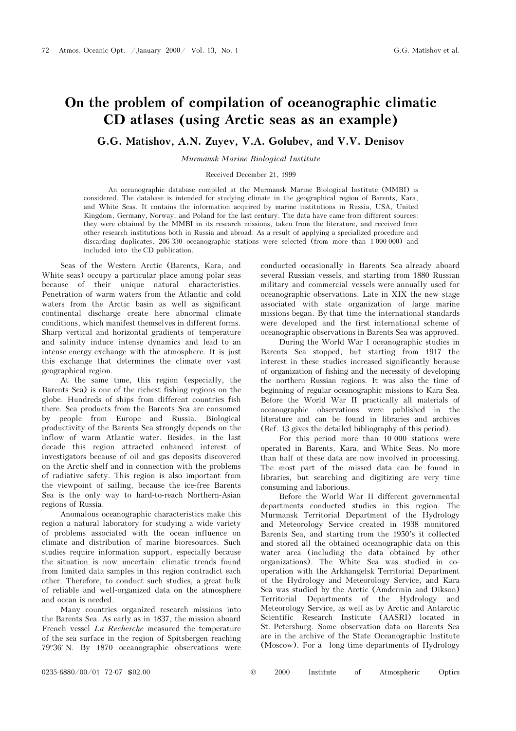# On the problem of compilation of oceanographic climatic CD atlases (using Arctic seas as an example)

**G.G. Matishov, A.N. Zuyev, V.A. Golubev, and V.V. Denisov**

*Murmansk Marine Biological Institute*

Received December 21, 1999

An oceanographic database compiled at the Murmansk Marine Biological Institute (MMBI) is considered. The database is intended for studying climate in the geographical region of Barents, Kara, and White Seas. It contains the information acquired by marine institutions in Russia, USA, United Kingdom, Germany, Norway, and Poland for the last century. The data have came from different sources: they were obtained by the MMBI in its research missions, taken from the literature, and received from other research institutions both in Russia and abroad. As a result of applying a specialized procedure and discarding duplicates, 206 330 oceanographic stations were selected (from more than 1 000 000) and included into the CD publication.

Seas of the Western Arctic (Barents, Kara, and White seas) occupy a particular place among polar seas because of their unique natural characteristics. Penetration of warm waters from the Atlantic and cold waters from the Arctic basin as well as significant continental discharge create here abnormal climate conditions, which manifest themselves in different forms. Sharp vertical and horizontal gradients of temperature and salinity induce intense dynamics and lead to an intense energy exchange with the atmosphere. It is just this exchange that determines the climate over vast geographical region.

At the same time, this region (especially, the Barents Sea) is one of the richest fishing regions on the globe. Hundreds of ships from different countries fish there. Sea products from the Barents Sea are consumed by people from Europe and Russia. Biological productivity of the Barents Sea strongly depends on the inflow of warm Atlantic water. Besides, in the last decade this region attracted enhanced interest of investigators because of oil and gas deposits discovered on the Arctic shelf and in connection with the problems of radiative safety. This region is also important from the viewpoint of sailing, because the ice-free Barents Sea is the only way to hard-to-reach Northern-Asian regions of Russia.

Anomalous oceanographic characteristics make this region a natural laboratory for studying a wide variety of problems associated with the ocean influence on climate and distribution of marine bioresources. Such studies require information support, especially because the situation is now uncertain: climatic trends found from limited data samples in this region contradict each other. Therefore, to conduct such studies, a great bulk of reliable and well-organized data on the atmosphere and ocean is needed.

Many countries organized research missions into the Barents Sea. As early as in 1837, the mission aboard French vessel *La Recherche* measured the temperature of the sea surface in the region of Spitsbergen reaching 79°36′ N. By 1870 oceanographic observations were conducted occasionally in Barents Sea already aboard several Russian vessels, and starting from 1880 Russian military and commercial vessels were annually used for oceanographic observations. Late in XIX the new stage associated with state organization of large marine missions began. By that time the international standards were developed and the first international scheme of oceanographic observations in Barents Sea was approved.

During the World War I oceanographic studies in Barents Sea stopped, but starting from 1917 the interest in these studies increased significantly because of organization of fishing and the necessity of developing the northern Russian regions. It was also the time of beginning of regular oceanographic missions to Kara Sea. Before the World War II practically all materials of oceanographic observations were published in the literature and can be found in libraries and archives (Ref. 13 gives the detailed bibliography of this period).

For this period more than 10 000 stations were operated in Barents, Kara, and White Seas. No more than half of these data are now involved in processing. The most part of the missed data can be found in libraries, but searching and digitizing are very time consuming and laborious.

Before the World War II different governmental departments conducted studies in this region. The Murmansk Territorial Department of the Hydrology and Meteorology Service created in 1938 monitored Barents Sea, and starting from the 1950's it collected and stored all the obtained oceanographic data on this water area (including the data obtained by other organizations). The White Sea was studied in co-operation with the Arkhangelsk Territorial Department of the Hydrology and Meteorology Service, and Kara Sea was studied by the Arctic (Amdermin and Dikson) Territorial Departments of the Hydrology and Meteorology Service, as well as by Arctic and Antarctic Scientific Research Institute (AASRI) located in St. Petersburg. Some observation data on Barents Sea are in the archive of the State Oceanographic Institute (Moscow). For a long time departments of Hydrology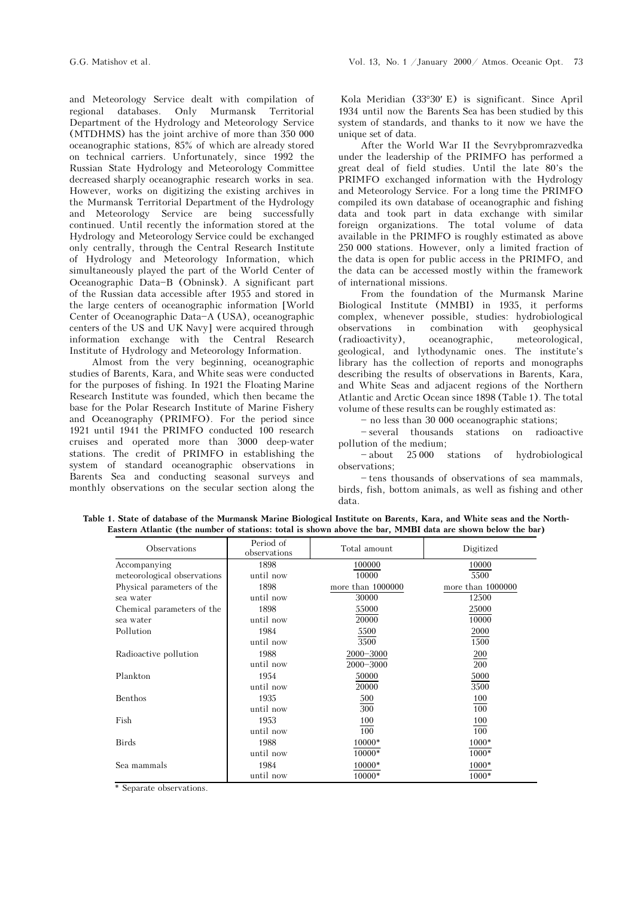and Meteorology Service dealt with compilation of regional databases. Only Murmansk Territorial Department of the Hydrology and Meteorology Service (MTDHMS) has the joint archive of more than 350 000 oceanographic stations, 85% of which are already stored on technical carriers. Unfortunately, since 1992 the Russian State Hydrology and Meteorology Committee decreased sharply oceanographic research works in sea. However, works on digitizing the existing archives in the Murmansk Territorial Department of the Hydrology and Meteorology Service are being successfully continued. Until recently the information stored at the Hydrology and Meteorology Service could be exchanged only centrally, through the Central Research Institute of Hydrology and Meteorology Information, which simultaneously played the part of the World Center of Oceanographic Data–B (Obninsk). A significant part of the Russian data accessible after 1955 and stored in the large centers of oceanographic information [World Center of Oceanographic Data–A (USA), oceanographic centers of the US and UK Navy] were acquired through information exchange with the Central Research Institute of Hydrology and Meteorology Information.

Almost from the very beginning, oceanographic studies of Barents, Kara, and White seas were conducted for the purposes of fishing. In 1921 the Floating Marine Research Institute was founded, which then became the base for the Polar Research Institute of Marine Fishery and Oceanography (PRIMFO). For the period since 1921 until 1941 the PRIMFO conducted 100 research cruises and operated more than 3000 deep-water stations. The credit of PRIMFO in establishing the system of standard oceanographic observations in Barents Sea and conducting seasonal surveys and monthly observations on the secular section along the Kola Meridian (33°30′ E) is significant. Since April 1934 until now the Barents Sea has been studied by this system of standards, and thanks to it now we have the unique set of data.

After the World War II the Sevrybpromrazvedka under the leadership of the PRIMFO has performed a great deal of field studies. Until the late 80's the PRIMFO exchanged information with the Hydrology and Meteorology Service. For a long time the PRIMFO compiled its own database of oceanographic and fishing data and took part in data exchange with similar foreign organizations. The total volume of data available in the PRIMFO is roughly estimated as above 250 000 stations. However, only a limited fraction of the data is open for public access in the PRIMFO, and the data can be accessed mostly within the framework of international missions.

From the foundation of the Murmansk Marine Biological Institute (MMBI) in 1935, it performs complex, whenever possible, studies: hydrobiological observations in combination with geophysical (radioactivity), oceanographic, meteorological, geological, and lythodynamic ones. The institute's library has the collection of reports and monographs describing the results of observations in Barents, Kara, and White Seas and adjacent regions of the Northern Atlantic and Arctic Ocean since 1898 (Table 1). The total volume of these results can be roughly estimated as:

– no less than 30 000 oceanographic stations;

– several thousands stations on radioactive pollution of the medium;

– about 25 000 stations of hydrobiological observations;

– tens thousands of observations of sea mammals, birds, fish, bottom animals, as well as fishing and other data.

**Table 1. State of database of the Murmansk Marine Biological Institute on Barents, Kara, and White seas and the North-Eastern Atlantic (the number of stations: total is shown above the bar, MMBI data are shown below the bar)**

| Observations | Period of observations | Total amount | Digitized |
|---|---|---|---|
| Accompanying meteorological observations | 1898 until now | 100000 / 10000 | 10000 / 5500 |
| Physical parameters of the sea water | 1898 until now | more than 1000000 / 30000 | more than 1000000 / 12500 |
| Chemical parameters of the sea water | 1898 until now | 55000 / 20000 | 25000 / 10000 |
| Pollution | 1984 until now | 5500 / 3500 | 2000 / 1500 |
| Radioactive pollution | 1988 until now | 2000–3000 / 2000–3000 | 200 / 200 |
| Plankton | 1954 until now | 50000 / 20000 | 5000 / 3500 |
| Benthos | 1935 until now | 500 / 300 | 100 / 100 |
| Fish | 1953 until now | 100 / 100 | 100 / 100 |
| Birds | 1988 until now | 10000* / 10000* | 1000* / 1000* |
| Sea mammals | 1984 until now | 10000* / 10000* | 1000* / 1000* |

\* Separate observations.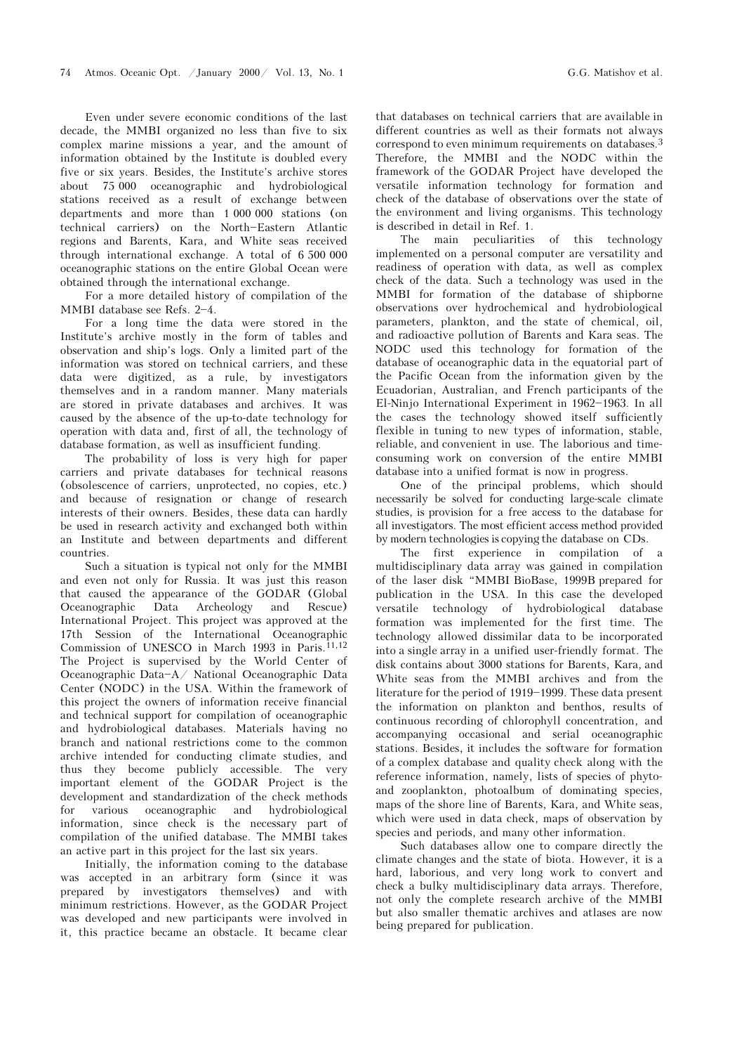Even under severe economic conditions of the last decade, the MMBI organized no less than five to six complex marine missions a year, and the amount of information obtained by the Institute is doubled every five or six years. Besides, the Institute's archive stores about 75 000 oceanographic and hydrobiological stations received as a result of exchange between departments and more than 1 000 000 stations (on technical carriers) on the North–Eastern Atlantic regions and Barents, Kara, and White seas received through international exchange. A total of 6 500 000 oceanographic stations on the entire Global Ocean were obtained through the international exchange.

For a more detailed history of compilation of the MMBI database see Refs. 2–4.

For a long time the data were stored in the Institute's archive mostly in the form of tables and observation and ship's logs. Only a limited part of the information was stored on technical carriers, and these data were digitized, as a rule, by investigators themselves and in a random manner. Many materials are stored in private databases and archives. It was caused by the absence of the up-to-date technology for operation with data and, first of all, the technology of database formation, as well as insufficient funding.

The probability of loss is very high for paper carriers and private databases for technical reasons (obsolescence of carriers, unprotected, no copies, etc.) and because of resignation or change of research interests of their owners. Besides, these data can hardly be used in research activity and exchanged both within an Institute and between departments and different countries.

Such a situation is typical not only for the MMBI and even not only for Russia. It was just this reason that caused the appearance of the GODAR (Global Oceanographic Data Archeology and Rescue) International Project. This project was approved at the 17th Session of the International Oceanographic Commission of UNESCO in March 1993 in Paris.[11,12] The Project is supervised by the World Center of Oceanographic Data–A/ National Oceanographic Data Center (NODC) in the USA. Within the framework of this project the owners of information receive financial and technical support for compilation of oceanographic and hydrobiological databases. Materials having no branch and national restrictions come to the common archive intended for conducting climate studies, and thus they become publicly accessible. The very important element of the GODAR Project is the development and standardization of the check methods for various oceanographic and hydrobiological information, since check is the necessary part of compilation of the unified database. The MMBI takes an active part in this project for the last six years.

Initially, the information coming to the database was accepted in an arbitrary form (since it was prepared by investigators themselves) and with minimum restrictions. However, as the GODAR Project was developed and new participants were involved in it, this practice became an obstacle. It became clear that databases on technical carriers that are available in different countries as well as their formats not always correspond to even minimum requirements on databases.[3] Therefore, the MMBI and the NODC within the framework of the GODAR Project have developed the versatile information technology for formation and check of the database of observations over the state of the environment and living organisms. This technology is described in detail in Ref. 1.

The main peculiarities of this technology implemented on a personal computer are versatility and readiness of operation with data, as well as complex check of the data. Such a technology was used in the MMBI for formation of the database of shipborne observations over hydrochemical and hydrobiological parameters, plankton, and the state of chemical, oil, and radioactive pollution of Barents and Kara seas. The NODC used this technology for formation of the database of oceanographic data in the equatorial part of the Pacific Ocean from the information given by the Ecuadorian, Australian, and French participants of the El-Ninjo International Experiment in 1962–1963. In all the cases the technology showed itself sufficiently flexible in tuning to new types of information, stable, reliable, and convenient in use. The laborious and time-consuming work on conversion of the entire MMBI database into a unified format is now in progress.

One of the principal problems, which should necessarily be solved for conducting large-scale climate studies, is provision for a free access to the database for all investigators. The most efficient access method provided by modern technologies is copying the database on CDs.

The first experience in compilation of a multidisciplinary data array was gained in compilation of the laser disk "MMBI BioBase, 1999B prepared for publication in the USA. In this case the developed versatile technology of hydrobiological database formation was implemented for the first time. The technology allowed dissimilar data to be incorporated into a single array in a unified user-friendly format. The disk contains about 3000 stations for Barents, Kara, and White seas from the MMBI archives and from the literature for the period of 1919–1999. These data present the information on plankton and benthos, results of continuous recording of chlorophyll concentration, and accompanying occasional and serial oceanographic stations. Besides, it includes the software for formation of a complex database and quality check along with the reference information, namely, lists of species of phyto- and zooplankton, photoalbum of dominating species, maps of the shore line of Barents, Kara, and White seas, which were used in data check, maps of observation by species and periods, and many other information.

Such databases allow one to compare directly the climate changes and the state of biota. However, it is a hard, laborious, and very long work to convert and check a bulky multidisciplinary data arrays. Therefore, not only the complete research archive of the MMBI but also smaller thematic archives and atlases are now being prepared for publication.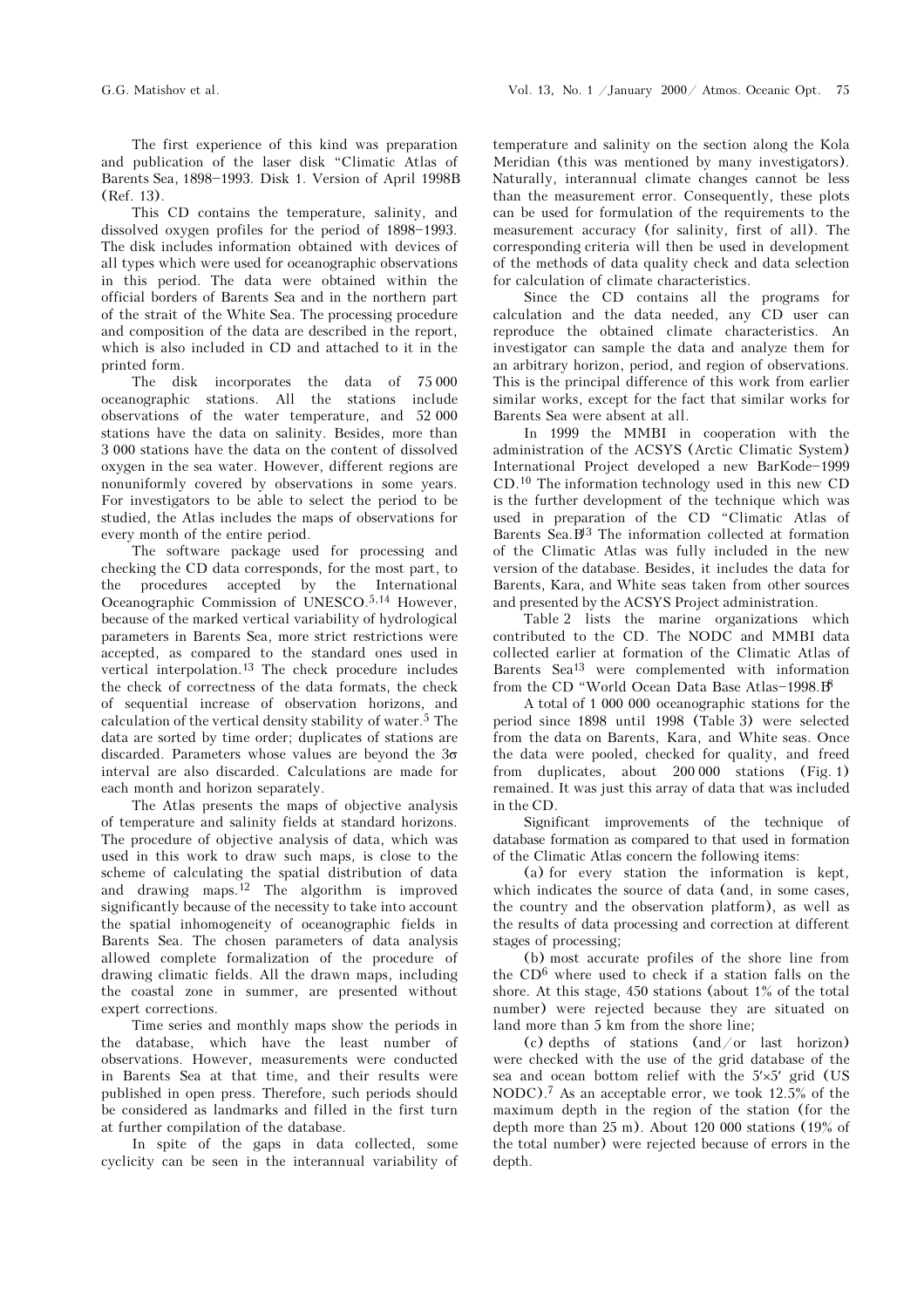The first experience of this kind was preparation and publication of the laser disk "Climatic Atlas of Barents Sea, 1898–1993. Disk 1. Version of April 1998" (Ref. 13).

This CD contains the temperature, salinity, and dissolved oxygen profiles for the period of 1898–1993. The disk includes information obtained with devices of all types which were used for oceanographic observations in this period. The data were obtained within the official borders of Barents Sea and in the northern part of the strait of the White Sea. The processing procedure and composition of the data are described in the report, which is also included in CD and attached to it in the printed form.

The disk incorporates the data of 75 000 oceanographic stations. All the stations include observations of the water temperature, and 52 000 stations have the data on salinity. Besides, more than 3 000 stations have the data on the content of dissolved oxygen in the sea water. However, different regions are nonuniformly covered by observations in some years. For investigators to be able to select the period to be studied, the Atlas includes the maps of observations for every month of the entire period.

The software package used for processing and checking the CD data corresponds, for the most part, to the procedures accepted by the International Oceanographic Commission of UNESCO.[5,14] However, because of the marked vertical variability of hydrological parameters in Barents Sea, more strict restrictions were accepted, as compared to the standard ones used in vertical interpolation.[13] The check procedure includes the check of correctness of the data formats, the check of sequential increase of observation horizons, and calculation of the vertical density stability of water.[5] The data are sorted by time order; duplicates of stations are discarded. Parameters whose values are beyond the $3\sigma$ interval are also discarded. Calculations are made for each month and horizon separately.

The Atlas presents the maps of objective analysis of temperature and salinity fields at standard horizons. The procedure of objective analysis of data, which was used in this work to draw such maps, is close to the scheme of calculating the spatial distribution of data and drawing maps.[12] The algorithm is improved significantly because of the necessity to take into account the spatial inhomogeneity of oceanographic fields in Barents Sea. The chosen parameters of data analysis allowed complete formalization of the procedure of drawing climatic fields. All the drawn maps, including the coastal zone in summer, are presented without expert corrections.

Time series and monthly maps show the periods in the database, which have the least number of observations. However, measurements were conducted in Barents Sea at that time, and their results were published in open press. Therefore, such periods should be considered as landmarks and filled in the first turn at further compilation of the database.

In spite of the gaps in data collected, some cyclicity can be seen in the interannual variability of temperature and salinity on the section along the Kola Meridian (this was mentioned by many investigators). Naturally, interannual climate changes cannot be less than the measurement error. Consequently, these plots can be used for formulation of the requirements to the measurement accuracy (for salinity, first of all). The corresponding criteria will then be used in development of the methods of data quality check and data selection for calculation of climate characteristics.

Since the CD contains all the programs for calculation and the data needed, any CD user can reproduce the obtained climate characteristics. An investigator can sample the data and analyze them for an arbitrary horizon, period, and region of observations. This is the principal difference of this work from earlier similar works, except for the fact that similar works for Barents Sea were absent at all.

In 1999 the MMBI in cooperation with the administration of the ACSYS (Arctic Climatic System) International Project developed a new BarKode–1999 CD.[10] The information technology used in this new CD is the further development of the technique which was used in preparation of the CD "Climatic Atlas of Barents Sea."[13] The information collected at formation of the Climatic Atlas was fully included in the new version of the database. Besides, it includes the data for Barents, Kara, and White seas taken from other sources and presented by the ACSYS Project administration.

Table 2 lists the marine organizations which contributed to the CD. The NODC and MMBI data collected earlier at formation of the Climatic Atlas of Barents Sea[13] were complemented with information from the CD "World Ocean Data Base Atlas–1998."[8]

A total of 1 000 000 oceanographic stations for the period since 1898 until 1998 (Table 3) were selected from the data on Barents, Kara, and White seas. Once the data were pooled, checked for quality, and freed from duplicates, about 200 000 stations (Fig. 1) remained. It was just this array of data that was included in the CD.

Significant improvements of the technique of database formation as compared to that used in formation of the Climatic Atlas concern the following items:

(a) for every station the information is kept, which indicates the source of data (and, in some cases, the country and the observation platform), as well as the results of data processing and correction at different stages of processing;

(b) most accurate profiles of the shore line from the CD[6] where used to check if a station falls on the shore. At this stage, 450 stations (about 1% of the total number) were rejected because they are situated on land more than 5 km from the shore line;

(c) depths of stations (and/or last horizon) were checked with the use of the grid database of the sea and ocean bottom relief with the $5'\times5'$ grid (US NODC).[7] As an acceptable error, we took 12.5% of the maximum depth in the region of the station (for the depth more than 25 m). About 120 000 stations (19% of the total number) were rejected because of errors in the depth.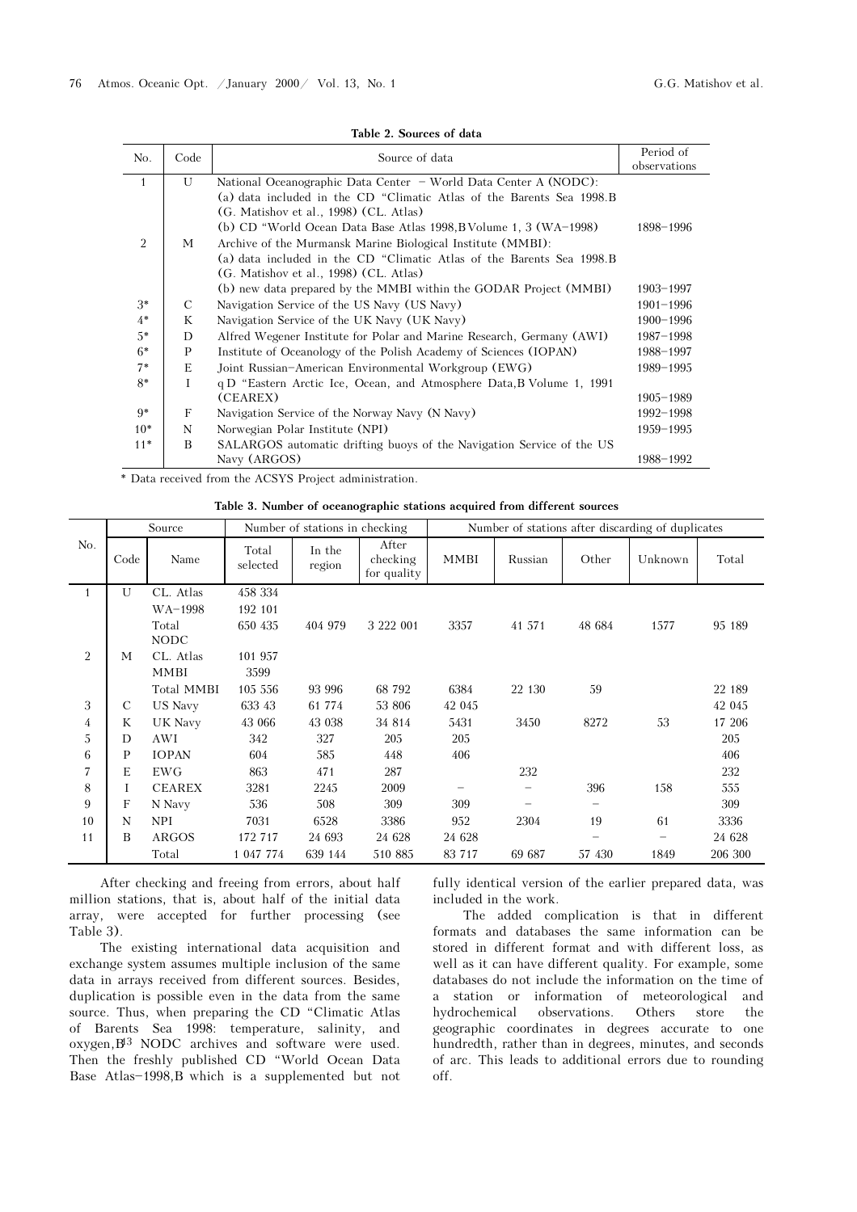**Table 2. Sources of data**

| No. | Code | Source of data | Period of observations |
|---|---|---|---|
| 1 | U | National Oceanographic Data Center – World Data Center A (NODC): (a) data included in the CD "Climatic Atlas of the Barents Sea 1998.B (G. Matishov et al., 1998) (CL. Atlas) (b) CD "World Ocean Data Base Atlas 1998,B Volume 1, 3 (WA–1998) | 1898–1996 |
| 2 | M | Archive of the Murmansk Marine Biological Institute (MMBI): (a) data included in the CD "Climatic Atlas of the Barents Sea 1998.B (G. Matishov et al., 1998) (CL. Atlas) (b) new data prepared by the MMBI within the GODAR Project (MMBI) | 1903–1997 |
| 3* | C | Navigation Service of the US Navy (US Navy) | 1901–1996 |
| 4* | K | Navigation Service of the UK Navy (UK Navy) | 1900–1996 |
| 5* | D | Alfred Wegener Institute for Polar and Marine Research, Germany (AWI) | 1987–1998 |
| 6* | P | Institute of Oceanology of the Polish Academy of Sciences (IOPAN) | 1988–1997 |
| 7* | E | Joint Russian–American Environmental Workgroup (EWG) | 1989–1995 |
| 8* | I | qD "Eastern Arctic Ice, Ocean, and Atmosphere Data,B Volume 1, 1991 (CEAREX) | 1905–1989 |
| 9* | F | Navigation Service of the Norway Navy (N Navy) | 1992–1998 |
| 10* | N | Norwegian Polar Institute (NPI) | 1959–1995 |
| 11* | B | SALARGOS automatic drifting buoys of the Navigation Service of the US Navy (ARGOS) | 1988–1992 |

\* Data received from the ACSYS Project administration.

**Table 3. Number of oceanographic stations acquired from different sources**

| No. | Source | | Number of stations in checking | | | Number of stations after discarding of duplicates | | | | |
|---|---|---|---|---|---|---|---|---|---|---|
| | Code | Name | Total selected | In the region | After checking for quality | MMBI | Russian | Other | Unknown | Total |
| 1 | U | CL. Atlas | 458 334 | | | | | | | |
| | | WA–1998 | 192 101 | | | | | | | |
| | | Total NODC | 650 435 | 404 979 | 3 222 001 | 3357 | 41 571 | 48 684 | 1577 | 95 189 |
| 2 | M | CL. Atlas | 101 957 | | | | | | | |
| | | MMBI | 3599 | | | | | | | |
| | | Total MMBI | 105 556 | 93 996 | 68 792 | 6384 | 22 130 | 59 | | 22 189 |
| 3 | C | US Navy | 633 43 | 61 774 | 53 806 | 42 045 | | | | 42 045 |
| 4 | K | UK Navy | 43 066 | 43 038 | 34 814 | 5431 | 3450 | 8272 | 53 | 17 206 |
| 5 | D | AWI | 342 | 327 | 205 | 205 | | | | 205 |
| 6 | P | IOPAN | 604 | 585 | 448 | 406 | | | | 406 |
| 7 | E | EWG | 863 | 471 | 287 | | 232 | | | 232 |
| 8 | I | CEAREX | 3281 | 2245 | 2009 | – | – | 396 | 158 | 555 |
| 9 | F | N Navy | 536 | 508 | 309 | 309 | – | – | | 309 |
| 10 | N | NPI | 7031 | 6528 | 3386 | 952 | 2304 | 19 | 61 | 3336 |
| 11 | B | ARGOS | 172 717 | 24 693 | 24 628 | 24 628 | | – | – | 24 628 |
| | | Total | 1 047 774 | 639 144 | 510 885 | 83 717 | 69 687 | 57 430 | 1849 | 206 300 |

After checking and freeing from errors, about half million stations, that is, about half of the initial data array, were accepted for further processing (see Table 3).

The existing international data acquisition and exchange system assumes multiple inclusion of the same data in arrays received from different sources. Besides, duplication is possible even in the data from the same source. Thus, when preparing the CD "Climatic Atlas of Barents Sea 1998: temperature, salinity, and oxygen,B[13] NODC archives and software were used. Then the freshly published CD "World Ocean Data Base Atlas–1998,B which is a supplemented but not fully identical version of the earlier prepared data, was included in the work.

The added complication is that in different formats and databases the same information can be stored in different format and with different loss, as well as it can have different quality. For example, some databases do not include the information on the time of a station or information of meteorological and hydrochemical observations. Others store the geographic coordinates in degrees accurate to one hundredth, rather than in degrees, minutes, and seconds of arc. This leads to additional errors due to rounding off.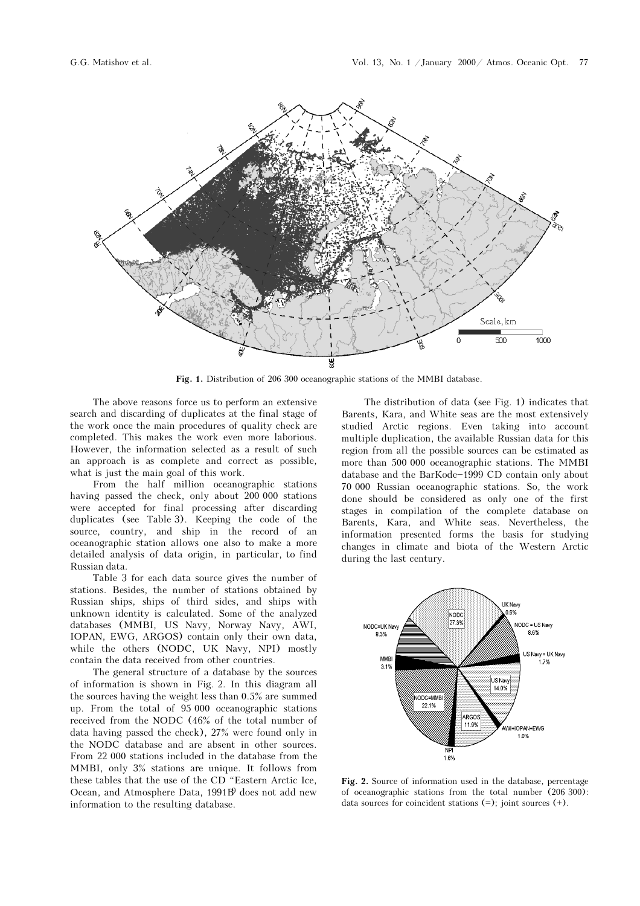**Fig. 1.** Distribution of 206 300 oceanographic stations of the MMBI database.

The above reasons force us to perform an extensive search and discarding of duplicates at the final stage of the work once the main procedures of quality check are completed. This makes the work even more laborious. However, the information selected as a result of such an approach is as complete and correct as possible, what is just the main goal of this work.

From the half million oceanographic stations having passed the check, only about 200 000 stations were accepted for final processing after discarding duplicates (see Table 3). Keeping the code of the source, country, and ship in the record of an oceanographic station allows one also to make a more detailed analysis of data origin, in particular, to find Russian data.

Table 3 for each data source gives the number of stations. Besides, the number of stations obtained by Russian ships, ships of third sides, and ships with unknown identity is calculated. Some of the analyzed databases (MMBI, US Navy, Norway Navy, AWI, IOPAN, EWG, ARGOS) contain only their own data, while the others (NODC, UK Navy, NPI) mostly contain the data received from other countries.

The general structure of a database by the sources of information is shown in Fig. 2. In this diagram all the sources having the weight less than 0.5% are summed up. From the total of 95 000 oceanographic stations received from the NODC (46% of the total number of data having passed the check), 27% were found only in the NODC database and are absent in other sources. From 22 000 stations included in the database from the MMBI, only 3% stations are unique. It follows from these tables that the use of the CD "Eastern Arctic Ice, Ocean, and Atmosphere Data, 1991"[9] does not add new information to the resulting database.

The distribution of data (see Fig. 1) indicates that Barents, Kara, and White seas are the most extensively studied Arctic regions. Even taking into account multiple duplication, the available Russian data for this region from all the possible sources can be estimated as more than 500 000 oceanographic stations. The MMBI database and the BarKode–1999 CD contain only about 70 000 Russian oceanographic stations. So, the work done should be considered as only one of the first stages in compilation of the complete database on Barents, Kara, and White seas. Nevertheless, the information presented forms the basis for studying changes in climate and biota of the Western Arctic during the last century.

**Fig. 2.** Source of information used in the database, percentage of oceanographic stations from the total number (206 300): data sources for coincident stations (=); joint sources (+).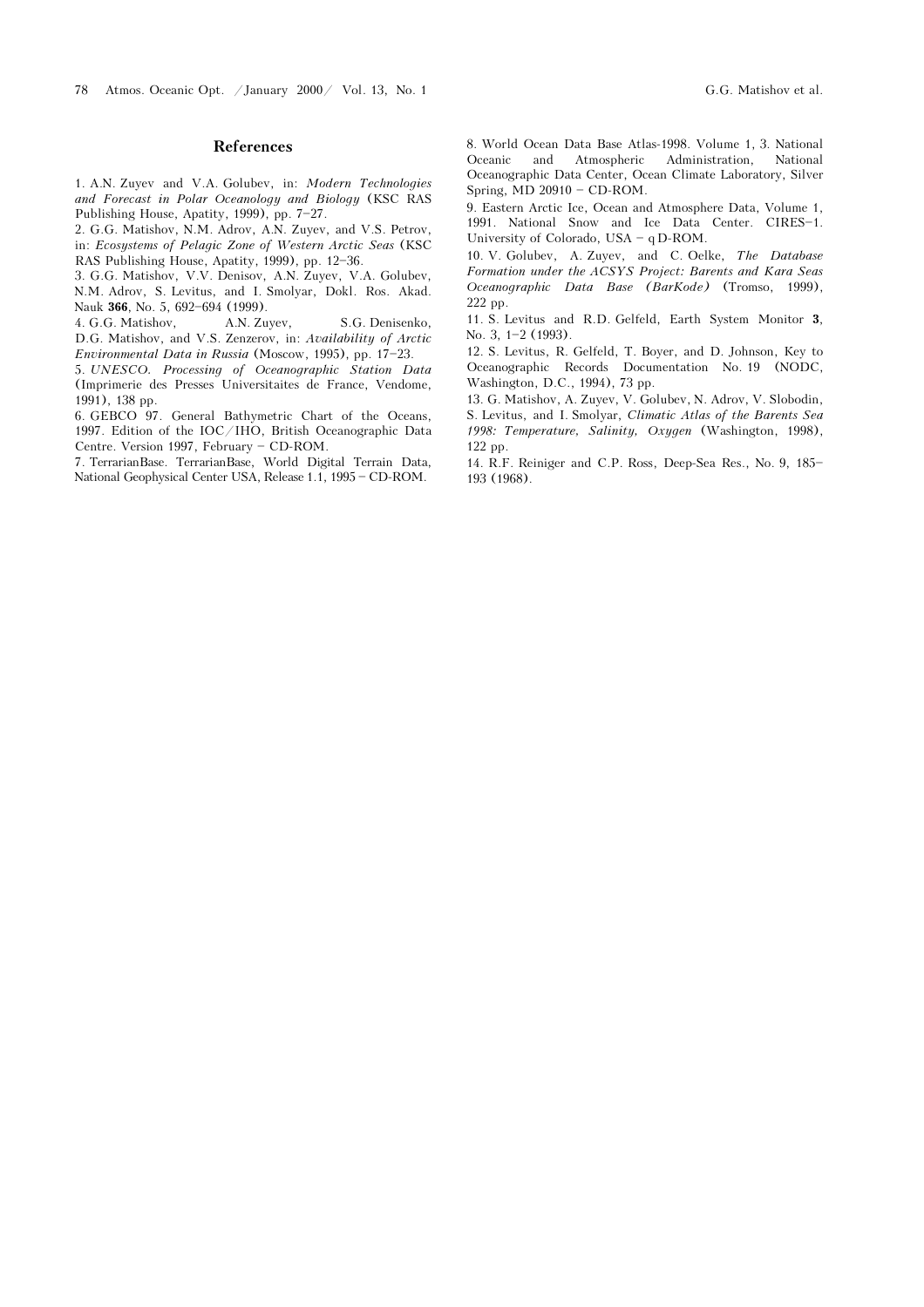## References

1. A.N. Zuyev and V.A. Golubev, in: *Modern Technologies and Forecast in Polar Oceanology and Biology* (KSC RAS Publishing House, Apatity, 1999), pp. 7–27.

2. G.G. Matishov, N.M. Adrov, A.N. Zuyev, and V.S. Petrov, in: *Ecosystems of Pelagic Zone of Western Arctic Seas* (KSC RAS Publishing House, Apatity, 1999), pp. 12–36.

3. G.G. Matishov, V.V. Denisov, A.N. Zuyev, V.A. Golubev, N.M. Adrov, S. Levitus, and I. Smolyar, Dokl. Ros. Akad. Nauk **366**, No. 5, 692–694 (1999).

4. G.G. Matishov, A.N. Zuyev, S.G. Denisenko, D.G. Matishov, and V.S. Zenzerov, in: *Availability of Arctic Environmental Data in Russia* (Moscow, 1995), pp. 17–23.

5. *UNESCO. Processing of Oceanographic Station Data* (Imprimerie des Presses Universitaites de France, Vendome, 1991), 138 pp.

6. GEBCO 97. General Bathymetric Chart of the Oceans, 1997. Edition of the IOC/IHO, British Oceanographic Data Centre. Version 1997, February – CD-ROM.

7. TerrarianBase. TerrarianBase, World Digital Terrain Data, National Geophysical Center USA, Release 1.1, 1995 – CD-ROM.

8. World Ocean Data Base Atlas-1998. Volume 1, 3. National Oceanic and Atmospheric Administration, National Oceanographic Data Center, Ocean Climate Laboratory, Silver Spring, MD 20910 – CD-ROM.

9. Eastern Arctic Ice, Ocean and Atmosphere Data, Volume 1, 1991. National Snow and Ice Data Center. CIRES–1. University of Colorado, USA – q D-ROM.

10. V. Golubev, A. Zuyev, and C. Oelke, *The Database Formation under the ACSYS Project: Barents and Kara Seas Oceanographic Data Base (BarKode)* (Tromso, 1999), 222 pp.

11. S. Levitus and R.D. Gelfeld, Earth System Monitor **3**, No. 3, 1–2 (1993).

12. S. Levitus, R. Gelfeld, T. Boyer, and D. Johnson, Key to Oceanographic Records Documentation No. 19 (NODC, Washington, D.C., 1994), 73 pp.

13. G. Matishov, A. Zuyev, V. Golubev, N. Adrov, V. Slobodin, S. Levitus, and I. Smolyar, *Climatic Atlas of the Barents Sea 1998: Temperature, Salinity, Oxygen* (Washington, 1998), 122 pp.

14. R.F. Reiniger and C.P. Ross, Deep-Sea Res., No. 9, 185–193 (1968).